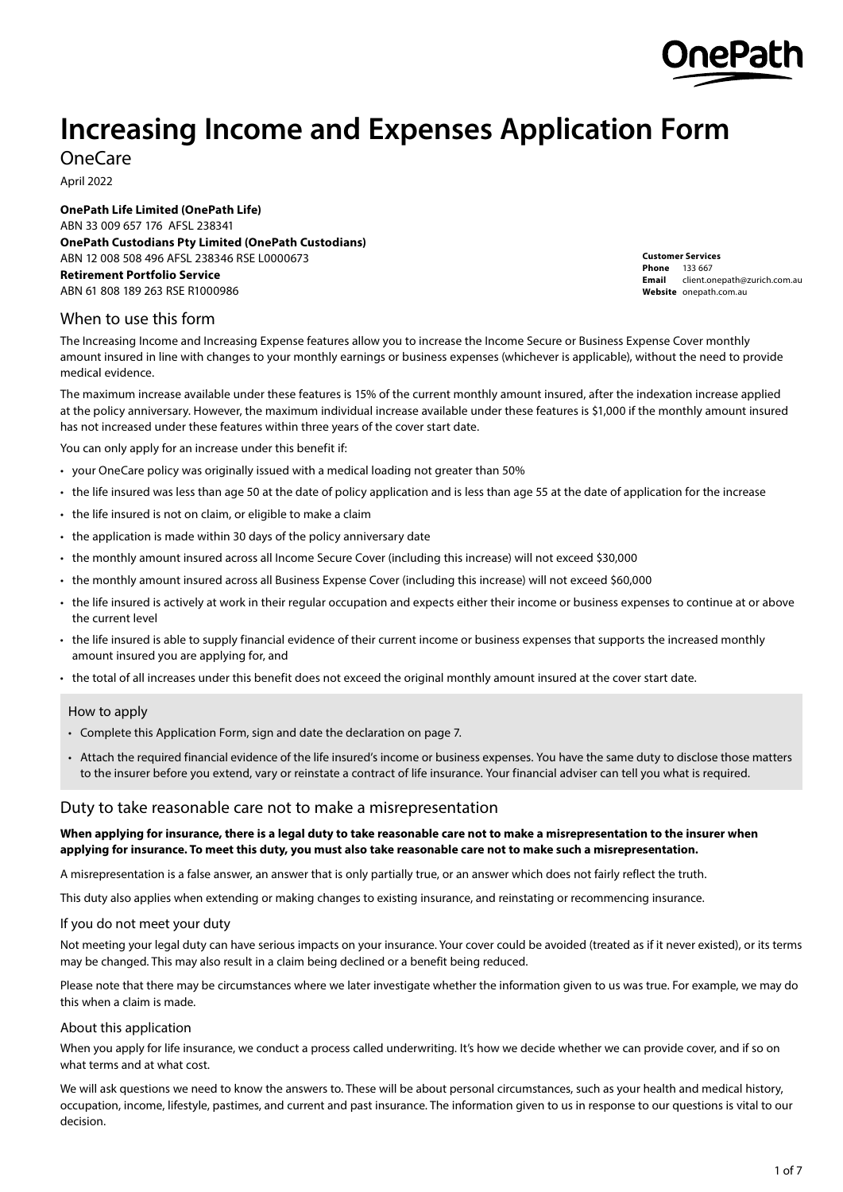OnePath

# Increasing Income and Expenses Application Form

OneCare

April 2022

**OnePath Life Limited (OnePath Life)**
ABN 33 009 657 176 AFSL 238341
**OnePath Custodians Pty Limited (OnePath Custodians)**
ABN 12 008 508 496 AFSL 238346 RSE L0000673
**Retirement Portfolio Service**
ABN 61 808 189 263 RSE R1000986

**Customer Services**
**Phone** 133 667
**Email** client.onepath@zurich.com.au
**Website** onepath.com.au

## When to use this form

The Increasing Income and Increasing Expense features allow you to increase the Income Secure or Business Expense Cover monthly amount insured in line with changes to your monthly earnings or business expenses (whichever is applicable), without the need to provide medical evidence.

The maximum increase available under these features is 15% of the current monthly amount insured, after the indexation increase applied at the policy anniversary. However, the maximum individual increase available under these features is $1,000 if the monthly amount insured has not increased under these features within three years of the cover start date.

You can only apply for an increase under this benefit if:

- your OneCare policy was originally issued with a medical loading not greater than 50%
- the life insured was less than age 50 at the date of policy application and is less than age 55 at the date of application for the increase
- the life insured is not on claim, or eligible to make a claim
- the application is made within 30 days of the policy anniversary date
- the monthly amount insured across all Income Secure Cover (including this increase) will not exceed $30,000
- the monthly amount insured across all Business Expense Cover (including this increase) will not exceed $60,000
- the life insured is actively at work in their regular occupation and expects either their income or business expenses to continue at or above the current level
- the life insured is able to supply financial evidence of their current income or business expenses that supports the increased monthly amount insured you are applying for, and
- the total of all increases under this benefit does not exceed the original monthly amount insured at the cover start date.

### How to apply

- Complete this Application Form, sign and date the declaration on page 7.
- Attach the required financial evidence of the life insured's income or business expenses. You have the same duty to disclose those matters to the insurer before you extend, vary or reinstate a contract of life insurance. Your financial adviser can tell you what is required.

## Duty to take reasonable care not to make a misrepresentation

**When applying for insurance, there is a legal duty to take reasonable care not to make a misrepresentation to the insurer when applying for insurance. To meet this duty, you must also take reasonable care not to make such a misrepresentation.**

A misrepresentation is a false answer, an answer that is only partially true, or an answer which does not fairly reflect the truth.

This duty also applies when extending or making changes to existing insurance, and reinstating or recommencing insurance.

### If you do not meet your duty

Not meeting your legal duty can have serious impacts on your insurance. Your cover could be avoided (treated as if it never existed), or its terms may be changed. This may also result in a claim being declined or a benefit being reduced.

Please note that there may be circumstances where we later investigate whether the information given to us was true. For example, we may do this when a claim is made.

### About this application

When you apply for life insurance, we conduct a process called underwriting. It's how we decide whether we can provide cover, and if so on what terms and at what cost.

We will ask questions we need to know the answers to. These will be about personal circumstances, such as your health and medical history, occupation, income, lifestyle, pastimes, and current and past insurance. The information given to us in response to our questions is vital to our decision.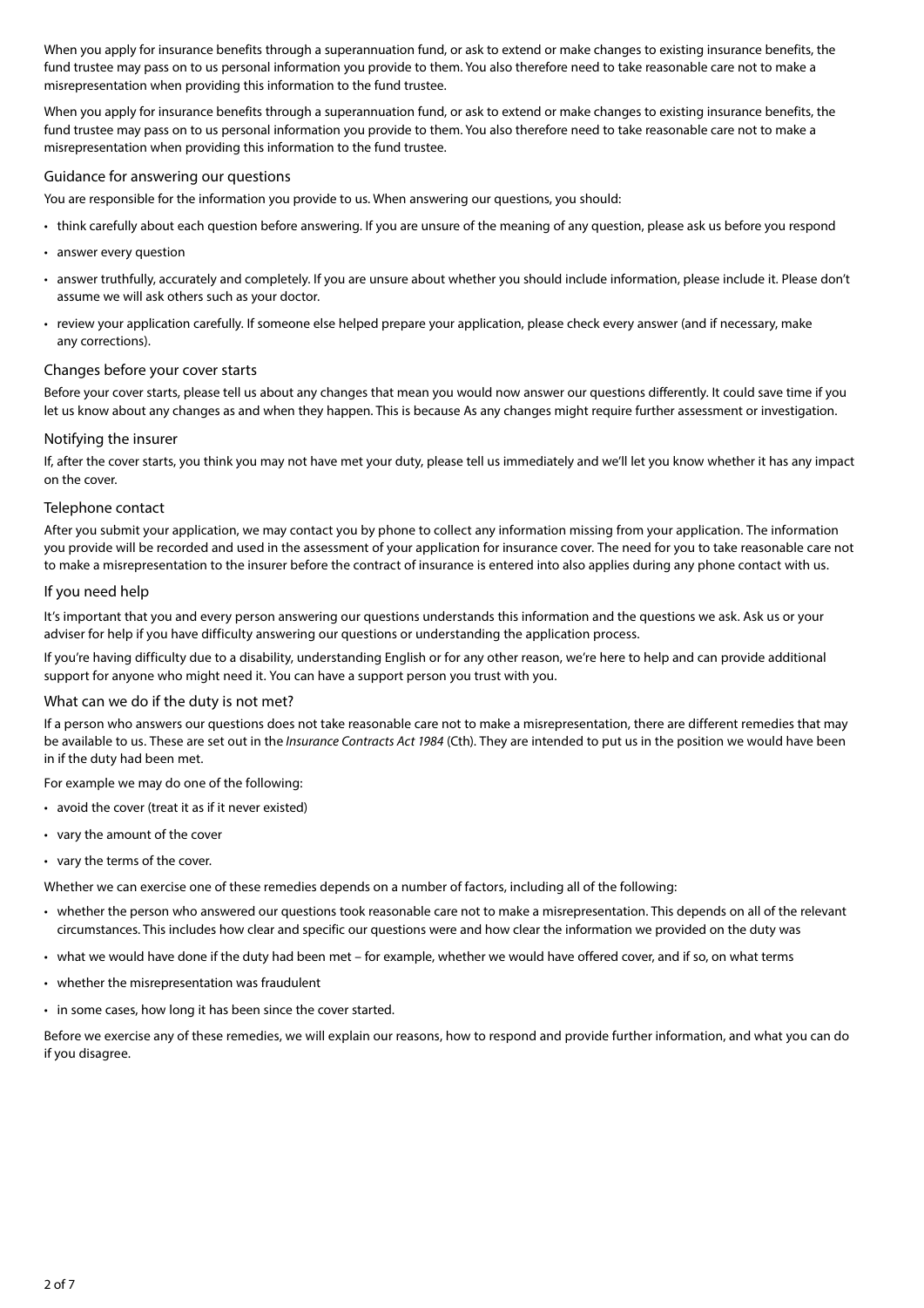When you apply for insurance benefits through a superannuation fund, or ask to extend or make changes to existing insurance benefits, the fund trustee may pass on to us personal information you provide to them. You also therefore need to take reasonable care not to make a misrepresentation when providing this information to the fund trustee.

When you apply for insurance benefits through a superannuation fund, or ask to extend or make changes to existing insurance benefits, the fund trustee may pass on to us personal information you provide to them. You also therefore need to take reasonable care not to make a misrepresentation when providing this information to the fund trustee.

### Guidance for answering our questions

You are responsible for the information you provide to us. When answering our questions, you should:

- think carefully about each question before answering. If you are unsure of the meaning of any question, please ask us before you respond
- answer every question
- answer truthfully, accurately and completely. If you are unsure about whether you should include information, please include it. Please don't assume we will ask others such as your doctor.
- review your application carefully. If someone else helped prepare your application, please check every answer (and if necessary, make any corrections).

### Changes before your cover starts

Before your cover starts, please tell us about any changes that mean you would now answer our questions differently. It could save time if you let us know about any changes as and when they happen. This is because As any changes might require further assessment or investigation.

### Notifying the insurer

If, after the cover starts, you think you may not have met your duty, please tell us immediately and we'll let you know whether it has any impact on the cover.

### Telephone contact

After you submit your application, we may contact you by phone to collect any information missing from your application. The information you provide will be recorded and used in the assessment of your application for insurance cover. The need for you to take reasonable care not to make a misrepresentation to the insurer before the contract of insurance is entered into also applies during any phone contact with us.

### If you need help

It's important that you and every person answering our questions understands this information and the questions we ask. Ask us or your adviser for help if you have difficulty answering our questions or understanding the application process.

If you're having difficulty due to a disability, understanding English or for any other reason, we're here to help and can provide additional support for anyone who might need it. You can have a support person you trust with you.

### What can we do if the duty is not met?

If a person who answers our questions does not take reasonable care not to make a misrepresentation, there are different remedies that may be available to us. These are set out in the *Insurance Contracts Act 1984* (Cth). They are intended to put us in the position we would have been in if the duty had been met.

For example we may do one of the following:

- avoid the cover (treat it as if it never existed)
- vary the amount of the cover
- vary the terms of the cover.

Whether we can exercise one of these remedies depends on a number of factors, including all of the following:

- whether the person who answered our questions took reasonable care not to make a misrepresentation. This depends on all of the relevant circumstances. This includes how clear and specific our questions were and how clear the information we provided on the duty was
- what we would have done if the duty had been met – for example, whether we would have offered cover, and if so, on what terms
- whether the misrepresentation was fraudulent
- in some cases, how long it has been since the cover started.

Before we exercise any of these remedies, we will explain our reasons, how to respond and provide further information, and what you can do if you disagree.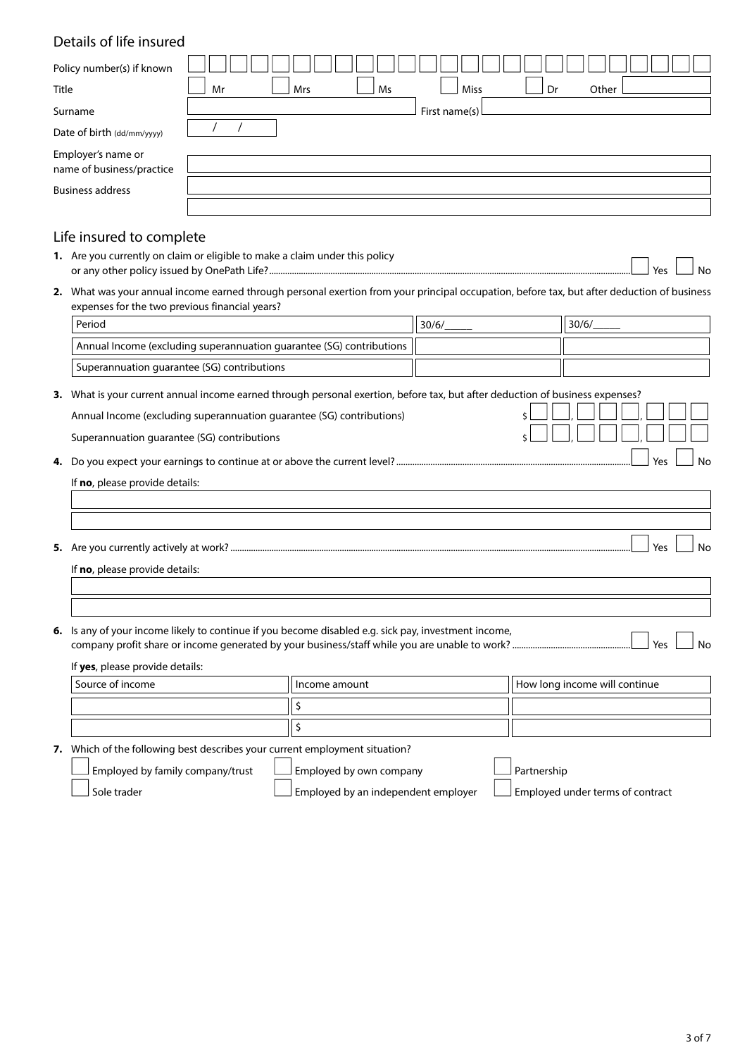## Details of life insured

Policy number(s) if known

Title ☐ Mr ☐ Mrs ☐ Ms ☐ Miss ☐ Dr Other

Surname First name(s)

Date of birth (dd/mm/yyyy) / /

Employer's name or name of business/practice

Business address

## Life insured to complete

1. Are you currently on claim or eligible to make a claim under this policy or any other policy issued by OnePath Life? ☐ Yes ☐ No

2. What was your annual income earned through personal exertion from your principal occupation, before tax, but after deduction of business expenses for the two previous financial years?

| Period | 30/6/_____ | 30/6/_____ |
| --- | --- | --- |
| Annual Income (excluding superannuation guarantee (SG) contributions | | |
| Superannuation guarantee (SG) contributions | | |

3. What is your current annual income earned through personal exertion, before tax, but after deduction of business expenses?

   Annual Income (excluding superannuation guarantee (SG) contributions) $ , ,

   Superannuation guarantee (SG) contributions $ , ,

4. Do you expect your earnings to continue at or above the current level? ☐ Yes ☐ No

   If **no**, please provide details:

5. Are you currently actively at work? ☐ Yes ☐ No

   If **no**, please provide details:

6. Is any of your income likely to continue if you become disabled e.g. sick pay, investment income, company profit share or income generated by your business/staff while you are unable to work? ☐ Yes ☐ No

   If **yes**, please provide details:

| Source of income | Income amount | How long income will continue |
| --- | --- | --- |
| | $ | |
| | $ | |

7. Which of the following best describes your current employment situation?

   ☐ Employed by family company/trust ☐ Employed by own company ☐ Partnership

   ☐ Sole trader ☐ Employed by an independent employer ☐ Employed under terms of contract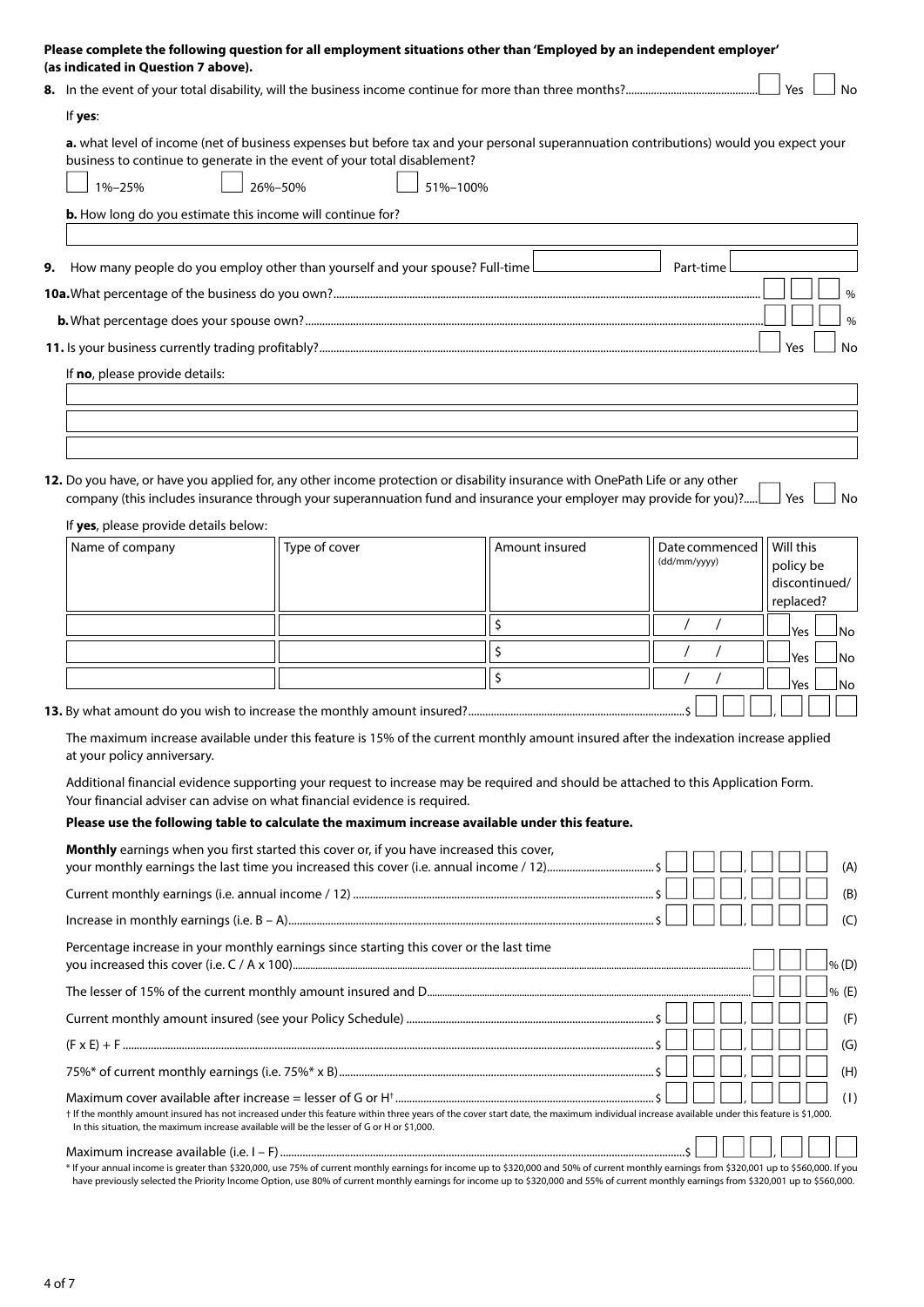**Please complete the following question for all employment situations other than 'Employed by an independent employer' (as indicated in Question 7 above).**

**8.** In the event of your total disability, will the business income continue for more than three months? ☐ Yes ☐ No

If **yes**:

**a.** what level of income (net of business expenses but before tax and your personal superannuation contributions) would you expect your business to continue to generate in the event of your total disablement?

☐ 1%–25% ☐ 26%–50% ☐ 51%–100%

**b.** How long do you estimate this income will continue for?

\_\_\_\_\_\_\_\_\_\_\_\_\_\_\_\_\_\_\_\_\_\_\_\_\_\_\_\_\_\_

**9.** How many people do you employ other than yourself and your spouse? Full-time \_\_\_\_\_\_\_\_ Part-time \_\_\_\_\_\_\_\_

**10a.** What percentage of the business do you own? \_\_\_\_ %

**b.** What percentage does your spouse own? \_\_\_\_ %

**11.** Is your business currently trading profitably? ☐ Yes ☐ No

If **no**, please provide details:

\_\_\_\_\_\_\_\_\_\_\_\_\_\_\_\_\_\_\_\_\_\_\_\_\_\_\_\_\_\_

\_\_\_\_\_\_\_\_\_\_\_\_\_\_\_\_\_\_\_\_\_\_\_\_\_\_\_\_\_\_

\_\_\_\_\_\_\_\_\_\_\_\_\_\_\_\_\_\_\_\_\_\_\_\_\_\_\_\_\_\_

**12.** Do you have, or have you applied for, any other income protection or disability insurance with OnePath Life or any other company (this includes insurance through your superannuation fund and insurance your employer may provide for you)? ☐ Yes ☐ No

If **yes**, please provide details below:

| Name of company | Type of cover | Amount insured | Date commenced (dd/mm/yyyy) | Will this policy be discontinued/ replaced? |
|---|---|---|---|---|
| | | $ | / / | ☐ Yes ☐ No |
| | | $ | / / | ☐ Yes ☐ No |
| | | $ | / / | ☐ Yes ☐ No |

**13.** By what amount do you wish to increase the monthly amount insured? $ \_\_\_,\_\_\_

The maximum increase available under this feature is 15% of the current monthly amount insured after the indexation increase applied at your policy anniversary.

Additional financial evidence supporting your request to increase may be required and should be attached to this Application Form. Your financial adviser can advise on what financial evidence is required.

**Please use the following table to calculate the maximum increase available under this feature.**

| | | |
|---|---|---|
| **Monthly** earnings when you first started this cover or, if you have increased this cover, your monthly earnings the last time you increased this cover (i.e. annual income / 12) | $ \_\_\_,\_\_\_ | (A) |
| Current monthly earnings (i.e. annual income / 12) | $ \_\_\_,\_\_\_ | (B) |
| Increase in monthly earnings (i.e. B – A) | $ \_\_\_,\_\_\_ | (C) |
| Percentage increase in your monthly earnings since starting this cover or the last time you increased this cover (i.e. C / A x 100) | \_\_\_ % | (D) |
| The lesser of 15% of the current monthly amount insured and D | \_\_\_ % | (E) |
| Current monthly amount insured (see your Policy Schedule) | $ \_\_\_,\_\_\_ | (F) |
| (F x E) + F | $ \_\_\_,\_\_\_ | (G) |
| 75%* of current monthly earnings (i.e. 75%* x B) | $ \_\_\_,\_\_\_ | (H) |
| Maximum cover available after increase = lesser of G or H† | $ \_\_\_,\_\_\_ | (I) |

† If the monthly amount insured has not increased under this feature within three years of the cover start date, the maximum individual increase available under this feature is $1,000. In this situation, the maximum increase available will be the lesser of G or H or $1,000.

Maximum increase available (i.e. I – F) $ \_\_\_,\_\_\_

* If your annual income is greater than $320,000, use 75% of current monthly earnings for income up to $320,000 and 50% of current monthly earnings from $320,001 up to $560,000. If you have previously selected the Priority Income Option, use 80% of current monthly earnings for income up to $320,000 and 55% of current monthly earnings from $320,001 up to $560,000.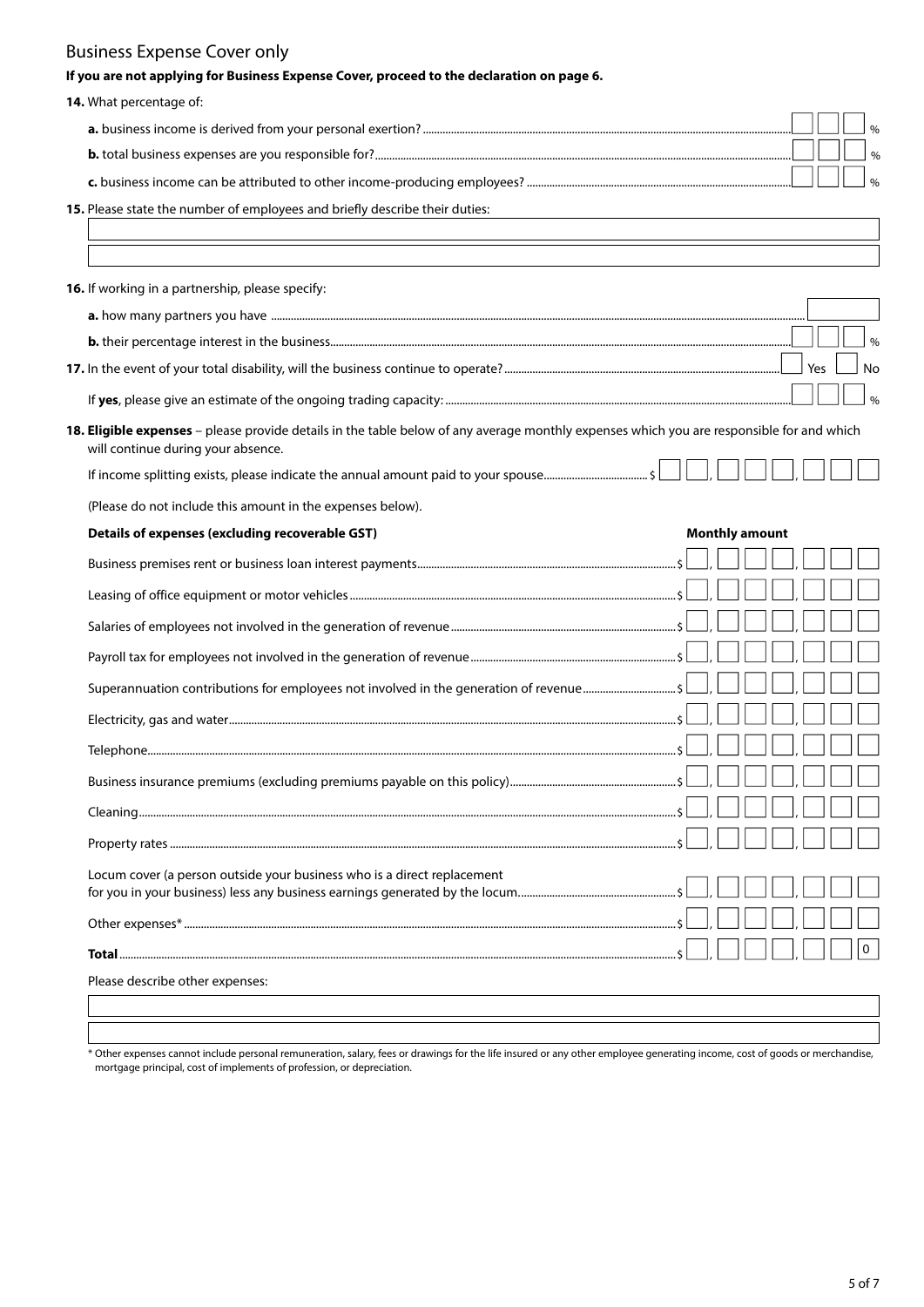## Business Expense Cover only

**If you are not applying for Business Expense Cover, proceed to the declaration on page 6.**

**14.** What percentage of:

**a.** business income is derived from your personal exertion? ______ %

**b.** total business expenses are you responsible for? ______ %

**c.** business income can be attributed to other income-producing employees? ______ %

**15.** Please state the number of employees and briefly describe their duties:

______

______

**16.** If working in a partnership, please specify:

**a.** how many partners you have ______

**b.** their percentage interest in the business ______ %

**17.** In the event of your total disability, will the business continue to operate? ☐ Yes ☐ No

If **yes**, please give an estimate of the ongoing trading capacity: ______ %

**18. Eligible expenses** – please provide details in the table below of any average monthly expenses which you are responsible for and which will continue during your absence.

If income splitting exists, please indicate the annual amount paid to your spouse $ ___ , ___ , ___

(Please do not include this amount in the expenses below).

| Details of expenses (excluding recoverable GST) | Monthly amount |
|---|---|
| Business premises rent or business loan interest payments | $ ___ , ___ , ___ |
| Leasing of office equipment or motor vehicles | $ ___ , ___ , ___ |
| Salaries of employees not involved in the generation of revenue | $ ___ , ___ , ___ |
| Payroll tax for employees not involved in the generation of revenue | $ ___ , ___ , ___ |
| Superannuation contributions for employees not involved in the generation of revenue | $ ___ , ___ , ___ |
| Electricity, gas and water | $ ___ , ___ , ___ |
| Telephone | $ ___ , ___ , ___ |
| Business insurance premiums (excluding premiums payable on this policy) | $ ___ , ___ , ___ |
| Cleaning | $ ___ , ___ , ___ |
| Property rates | $ ___ , ___ , ___ |
| Locum cover (a person outside your business who is a direct replacement for you in your business) less any business earnings generated by the locum | $ ___ , ___ , ___ |
| Other expenses* | $ ___ , ___ , ___ |
| **Total** | $ ___ , ___ , ___ 0 |

Please describe other expenses:

______

______

\* Other expenses cannot include personal remuneration, salary, fees or drawings for the life insured or any other employee generating income, cost of goods or merchandise, mortgage principal, cost of implements of profession, or depreciation.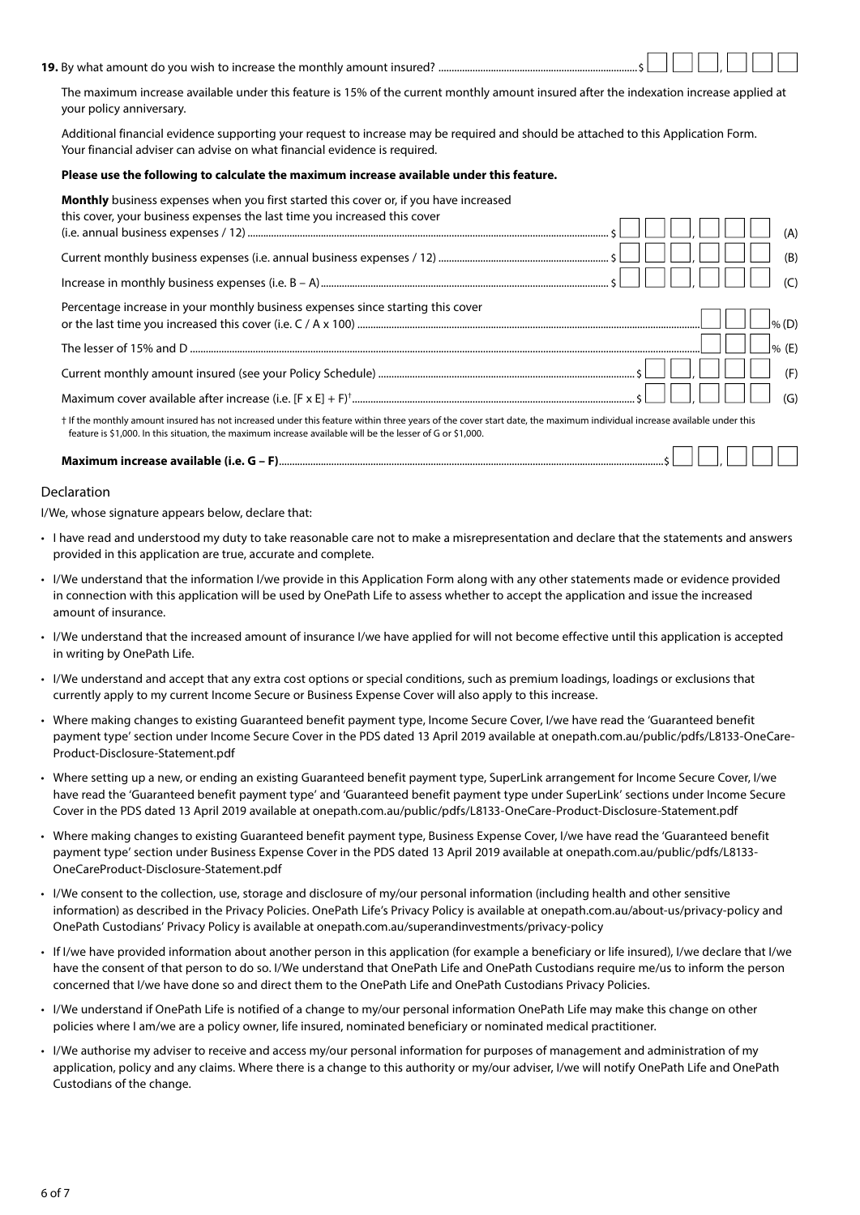**19.** By what amount do you wish to increase the monthly amount insured? ............................................................................ $ ___ ___ ___ , ___ ___ ___

The maximum increase available under this feature is 15% of the current monthly amount insured after the indexation increase applied at your policy anniversary.

Additional financial evidence supporting your request to increase may be required and should be attached to this Application Form. Your financial adviser can advise on what financial evidence is required.

**Please use the following to calculate the maximum increase available under this feature.**

| | | |
|---|---|---|
| **Monthly** business expenses when you first started this cover or, if you have increased this cover, your business expenses the last time you increased this cover (i.e. annual business expenses / 12) | $ ___ ___ ___ , ___ ___ ___ | (A) |
| Current monthly business expenses (i.e. annual business expenses / 12) | $ ___ ___ ___ , ___ ___ ___ | (B) |
| Increase in monthly business expenses (i.e. B – A) | $ ___ ___ ___ , ___ ___ ___ | (C) |
| Percentage increase in your monthly business expenses since starting this cover or the last time you increased this cover (i.e. C / A x 100) | ___ ___ ___ % | (D) |
| The lesser of 15% and D | ___ ___ % | (E) |
| Current monthly amount insured (see your Policy Schedule) | $ ___ ___ , ___ ___ ___ | (F) |
| Maximum cover available after increase (i.e. [F x E] + F)† | $ ___ ___ , ___ ___ ___ | (G) |

† If the monthly amount insured has not increased under this feature within three years of the cover start date, the maximum individual increase available under this feature is $1,000. In this situation, the maximum increase available will be the lesser of G or $1,000.

**Maximum increase available (i.e. G – F)** ............................................................ $ ___ ___ , ___ ___ ___

## Declaration

I/We, whose signature appears below, declare that:

- I have read and understood my duty to take reasonable care not to make a misrepresentation and declare that the statements and answers provided in this application are true, accurate and complete.
- I/We understand that the information I/we provide in this Application Form along with any other statements made or evidence provided in connection with this application will be used by OnePath Life to assess whether to accept the application and issue the increased amount of insurance.
- I/We understand that the increased amount of insurance I/we have applied for will not become effective until this application is accepted in writing by OnePath Life.
- I/We understand and accept that any extra cost options or special conditions, such as premium loadings, loadings or exclusions that currently apply to my current Income Secure or Business Expense Cover will also apply to this increase.
- Where making changes to existing Guaranteed benefit payment type, Income Secure Cover, I/we have read the 'Guaranteed benefit payment type' section under Income Secure Cover in the PDS dated 13 April 2019 available at onepath.com.au/public/pdfs/L8133-OneCare-Product-Disclosure-Statement.pdf
- Where setting up a new, or ending an existing Guaranteed benefit payment type, SuperLink arrangement for Income Secure Cover, I/we have read the 'Guaranteed benefit payment type' and 'Guaranteed benefit payment type under SuperLink' sections under Income Secure Cover in the PDS dated 13 April 2019 available at onepath.com.au/public/pdfs/L8133-OneCare-Product-Disclosure-Statement.pdf
- Where making changes to existing Guaranteed benefit payment type, Business Expense Cover, I/we have read the 'Guaranteed benefit payment type' section under Business Expense Cover in the PDS dated 13 April 2019 available at onepath.com.au/public/pdfs/L8133-OneCareProduct-Disclosure-Statement.pdf
- I/We consent to the collection, use, storage and disclosure of my/our personal information (including health and other sensitive information) as described in the Privacy Policies. OnePath Life's Privacy Policy is available at onepath.com.au/about-us/privacy-policy and OnePath Custodians' Privacy Policy is available at onepath.com.au/superandinvestments/privacy-policy
- If I/we have provided information about another person in this application (for example a beneficiary or life insured), I/we declare that I/we have the consent of that person to do so. I/We understand that OnePath Life and OnePath Custodians require me/us to inform the person concerned that I/we have done so and direct them to the OnePath Life and OnePath Custodians Privacy Policies.
- I/We understand if OnePath Life is notified of a change to my/our personal information OnePath Life may make this change on other policies where I am/we are a policy owner, life insured, nominated beneficiary or nominated medical practitioner.
- I/We authorise my adviser to receive and access my/our personal information for purposes of management and administration of my application, policy and any claims. Where there is a change to this authority or my/our adviser, I/we will notify OnePath Life and OnePath Custodians of the change.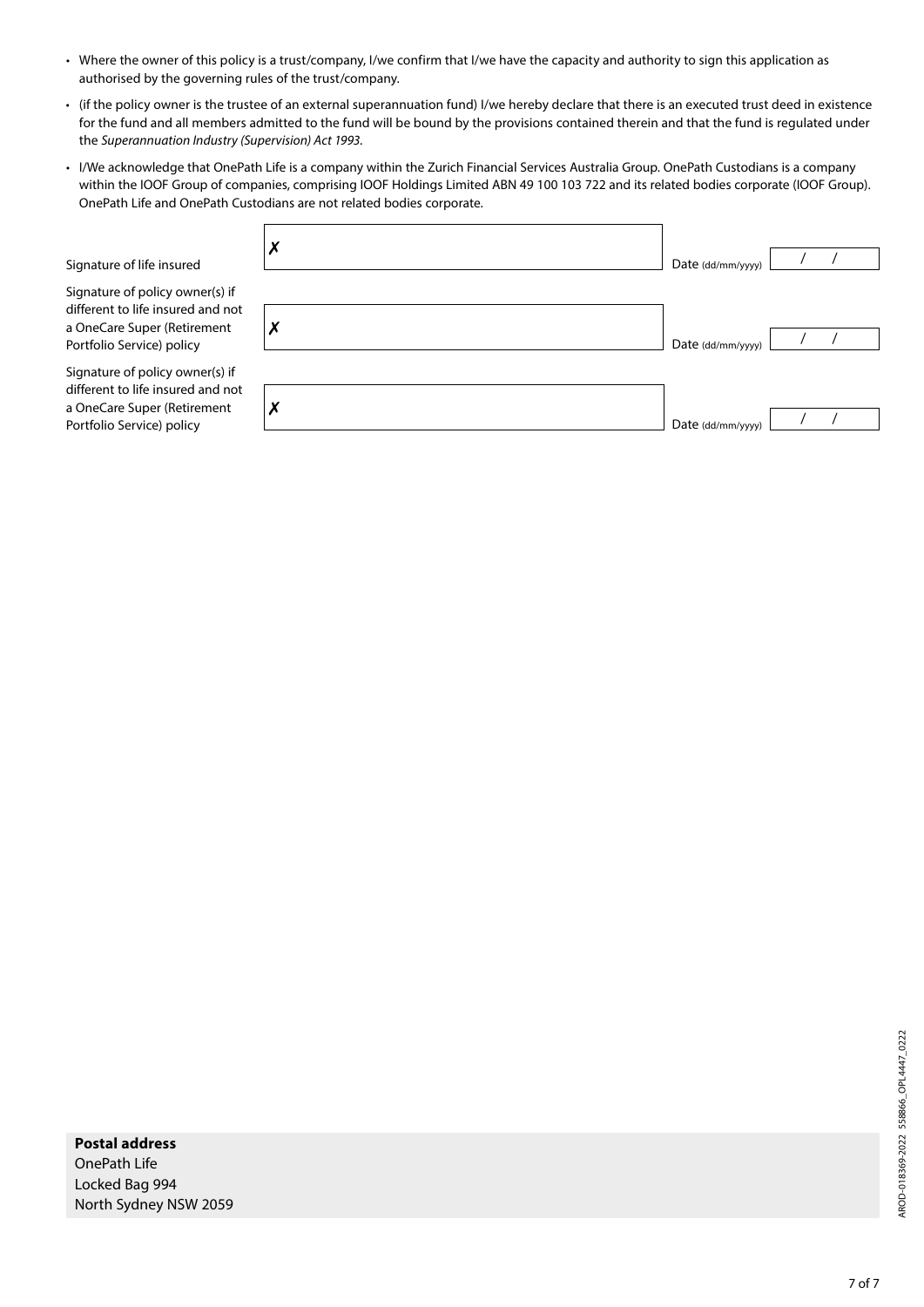- Where the owner of this policy is a trust/company, I/we confirm that I/we have the capacity and authority to sign this application as authorised by the governing rules of the trust/company.
- (if the policy owner is the trustee of an external superannuation fund) I/we hereby declare that there is an executed trust deed in existence for the fund and all members admitted to the fund will be bound by the provisions contained therein and that the fund is regulated under the *Superannuation Industry (Supervision) Act 1993*.
- I/We acknowledge that OnePath Life is a company within the Zurich Financial Services Australia Group. OnePath Custodians is a company within the IOOF Group of companies, comprising IOOF Holdings Limited ABN 49 100 103 722 and its related bodies corporate (IOOF Group). OnePath Life and OnePath Custodians are not related bodies corporate.

| | | | |
|---|---|---|---|
| Signature of life insured | ✗ | Date (dd/mm/yyyy) | / / |
| Signature of policy owner(s) if different to life insured and not a OneCare Super (Retirement Portfolio Service) policy | ✗ | Date (dd/mm/yyyy) | / / |
| Signature of policy owner(s) if different to life insured and not a OneCare Super (Retirement Portfolio Service) policy | ✗ | Date (dd/mm/yyyy) | / / |

**Postal address**
OnePath Life
Locked Bag 994
North Sydney NSW 2059

AROD-018369-2022 558866_OPL4447_0222